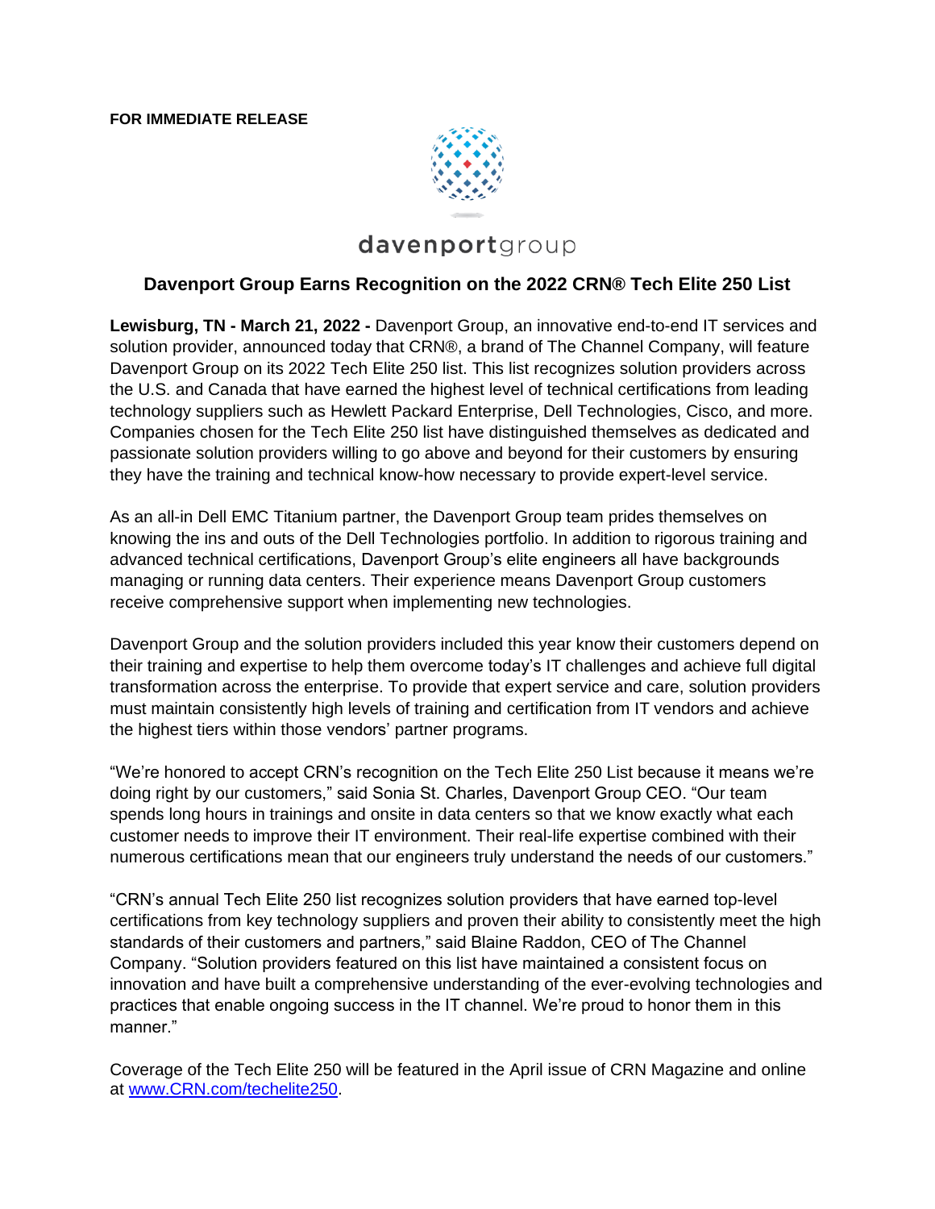**FOR IMMEDIATE RELEASE**

davenportgroup

# Davenport Group Earns Recognition on the 2022 CRN® Tech Elite 250 List

**Lewisburg, TN - March 21, 2022 -** Davenport Group, an innovative end-to-end IT services and solution provider, announced today that CRN®, a brand of The Channel Company, will feature Davenport Group on its 2022 Tech Elite 250 list. This list recognizes solution providers across the U.S. and Canada that have earned the highest level of technical certifications from leading technology suppliers such as Hewlett Packard Enterprise, Dell Technologies, Cisco, and more. Companies chosen for the Tech Elite 250 list have distinguished themselves as dedicated and passionate solution providers willing to go above and beyond for their customers by ensuring they have the training and technical know-how necessary to provide expert-level service.

As an all-in Dell EMC Titanium partner, the Davenport Group team prides themselves on knowing the ins and outs of the Dell Technologies portfolio. In addition to rigorous training and advanced technical certifications, Davenport Group's elite engineers all have backgrounds managing or running data centers. Their experience means Davenport Group customers receive comprehensive support when implementing new technologies.

Davenport Group and the solution providers included this year know their customers depend on their training and expertise to help them overcome today's IT challenges and achieve full digital transformation across the enterprise. To provide that expert service and care, solution providers must maintain consistently high levels of training and certification from IT vendors and achieve the highest tiers within those vendors' partner programs.

"We're honored to accept CRN's recognition on the Tech Elite 250 List because it means we're doing right by our customers," said Sonia St. Charles, Davenport Group CEO. "Our team spends long hours in trainings and onsite in data centers so that we know exactly what each customer needs to improve their IT environment. Their real-life expertise combined with their numerous certifications mean that our engineers truly understand the needs of our customers."

"CRN's annual Tech Elite 250 list recognizes solution providers that have earned top-level certifications from key technology suppliers and proven their ability to consistently meet the high standards of their customers and partners," said Blaine Raddon, CEO of The Channel Company. "Solution providers featured on this list have maintained a consistent focus on innovation and have built a comprehensive understanding of the ever-evolving technologies and practices that enable ongoing success in the IT channel. We're proud to honor them in this manner."

Coverage of the Tech Elite 250 will be featured in the April issue of CRN Magazine and online at [www.CRN.com/techelite250](http://www.CRN.com/techelite250).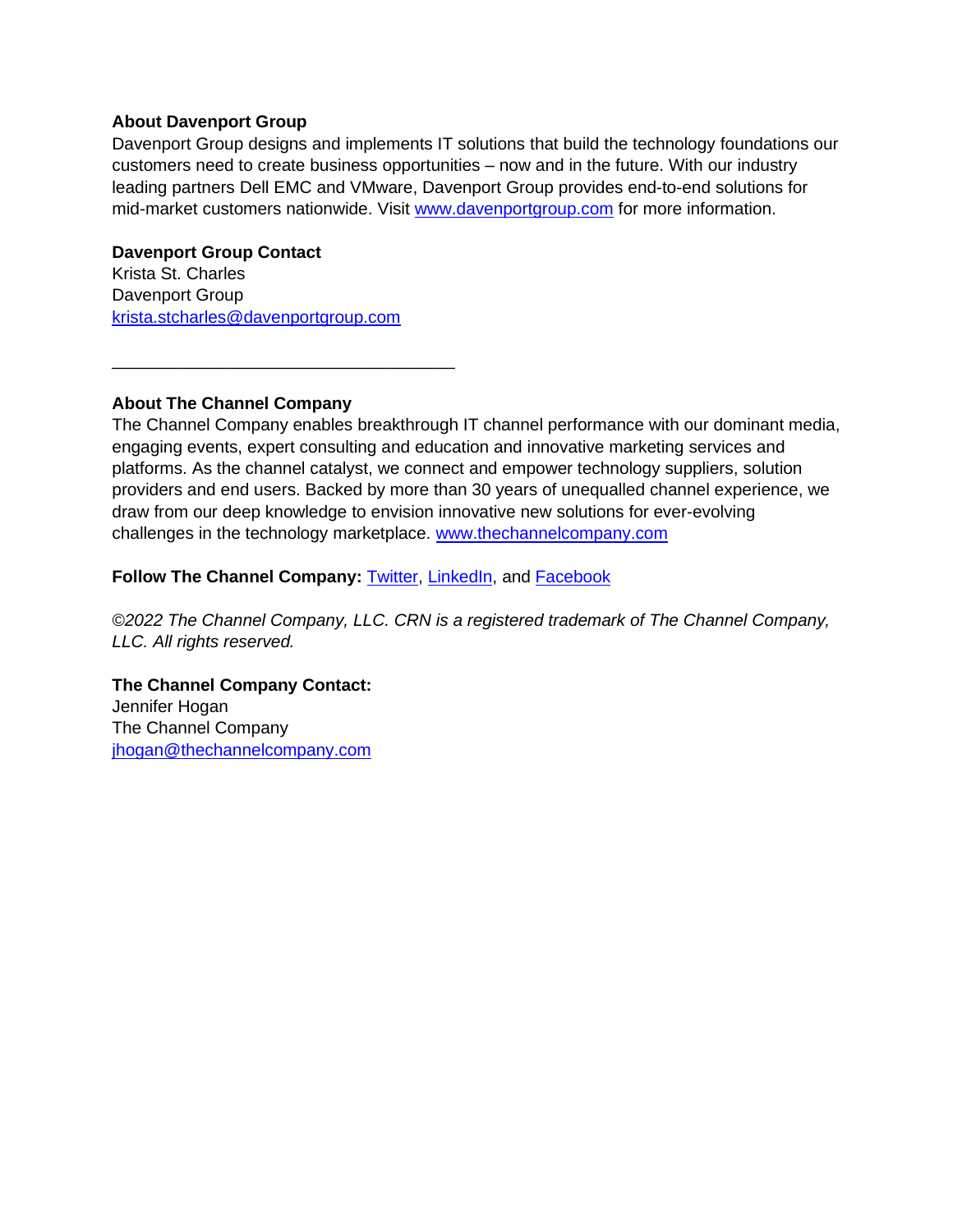**About Davenport Group**
Davenport Group designs and implements IT solutions that build the technology foundations our customers need to create business opportunities – now and in the future. With our industry leading partners Dell EMC and VMware, Davenport Group provides end-to-end solutions for mid-market customers nationwide. Visit www.davenportgroup.com for more information.

**Davenport Group Contact**
Krista St. Charles
Davenport Group
krista.stcharles@davenportgroup.com

---

**About The Channel Company**
The Channel Company enables breakthrough IT channel performance with our dominant media, engaging events, expert consulting and education and innovative marketing services and platforms. As the channel catalyst, we connect and empower technology suppliers, solution providers and end users. Backed by more than 30 years of unequalled channel experience, we draw from our deep knowledge to envision innovative new solutions for ever-evolving challenges in the technology marketplace. www.thechannelcompany.com

**Follow The Channel Company:** Twitter, LinkedIn, and Facebook

*©2022 The Channel Company, LLC. CRN is a registered trademark of The Channel Company, LLC. All rights reserved.*

**The Channel Company Contact:**
Jennifer Hogan
The Channel Company
jhogan@thechannelcompany.com